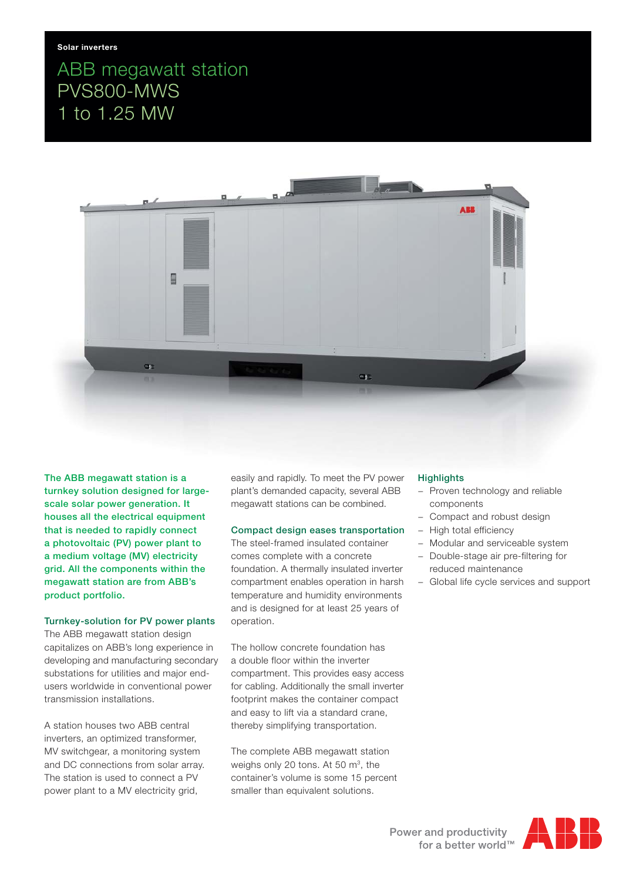Solar inverters

# ABB megawatt station PVS800-MWS 1 to 1.25 MW

**The ABB megawatt station is a turnkey solution designed for large-scale solar power generation. It houses all the electrical equipment that is needed to rapidly connect a photovoltaic (PV) power plant to a medium voltage (MV) electricity grid. All the components within the megawatt station are from ABB's product portfolio.**

## Turnkey-solution for PV power plants

The ABB megawatt station design capitalizes on ABB's long experience in developing and manufacturing secondary substations for utilities and major end-users worldwide in conventional power transmission installations.

A station houses two ABB central inverters, an optimized transformer, MV switchgear, a monitoring system and DC connections from solar array. The station is used to connect a PV power plant to a MV electricity grid, easily and rapidly. To meet the PV power plant's demanded capacity, several ABB megawatt stations can be combined.

## Compact design eases transportation

The steel-framed insulated container comes complete with a concrete foundation. A thermally insulated inverter compartment enables operation in harsh temperature and humidity environments and is designed for at least 25 years of operation.

The hollow concrete foundation has a double floor within the inverter compartment. This provides easy access for cabling. Additionally the small inverter footprint makes the container compact and easy to lift via a standard crane, thereby simplifying transportation.

The complete ABB megawatt station weighs only 20 tons. At 50 $m^3$, the container's volume is some 15 percent smaller than equivalent solutions.

## Highlights

- Proven technology and reliable components
- Compact and robust design
- High total efficiency
- Modular and serviceable system
- Double-stage air pre-filtering for reduced maintenance
- Global life cycle services and support

Power and productivity for a better world™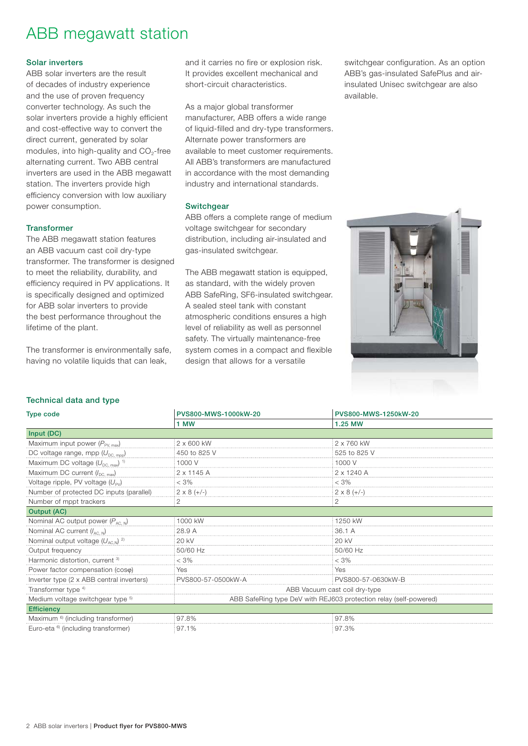# ABB megawatt station

## Solar inverters

ABB solar inverters are the result of decades of industry experience and the use of proven frequency converter technology. As such the solar inverters provide a highly efficient and cost-effective way to convert the direct current, generated by solar modules, into high-quality and $CO_2$-free alternating current. Two ABB central inverters are used in the ABB megawatt station. The inverters provide high efficiency conversion with low auxiliary power consumption.

## Transformer

The ABB megawatt station features an ABB vacuum cast coil dry-type transformer. The transformer is designed to meet the reliability, durability, and efficiency required in PV applications. It is specifically designed and optimized for ABB solar inverters to provide the best performance throughout the lifetime of the plant.

The transformer is environmentally safe, having no volatile liquids that can leak, and it carries no fire or explosion risk. It provides excellent mechanical and short-circuit characteristics.

As a major global transformer manufacturer, ABB offers a wide range of liquid-filled and dry-type transformers. Alternate power transformers are available to meet customer requirements. All ABB's transformers are manufactured in accordance with the most demanding industry and international standards.

## Switchgear

ABB offers a complete range of medium voltage switchgear for secondary distribution, including air-insulated and gas-insulated switchgear.

The ABB megawatt station is equipped, as standard, with the widely proven ABB SafeRing, SF6-insulated switchgear. A sealed steel tank with constant atmospheric conditions ensures a high level of reliability as well as personnel safety. The virtually maintenance-free system comes in a compact and flexible design that allows for a versatile switchgear configuration. As an option ABB's gas-insulated SafePlus and air-insulated Unisec switchgear are also available.

## Technical data and type

| Type code | PVS800-MWS-1000kW-20 | PVS800-MWS-1250kW-20 |
|---|---|---|
| | 1 MW | 1.25 MW |
| **Input (DC)** | | |
| Maximum input power ($P_{PV, max}$) | 2 x 600 kW | 2 x 760 kW |
| DC voltage range, mpp ($U_{DC, mpp}$) | 450 to 825 V | 525 to 825 V |
| Maximum DC voltage ($U_{DC, max}$) [1] | 1000 V | 1000 V |
| Maximum DC current ($I_{DC, max}$) | 2 x 1145 A | 2 x 1240 A |
| Voltage ripple, PV voltage ($U_{PV}$) | < 3% | < 3% |
| Number of protected DC inputs (parallel) | 2 x 8 (+/-) | 2 x 8 (+/-) |
| Number of mppt trackers | 2 | 2 |
| **Output (AC)** | | |
| Nominal AC output power ($P_{AC, N}$) | 1000 kW | 1250 kW |
| Nominal AC current ($I_{AC, N}$) | 28.9 A | 36.1 A |
| Nominal output voltage ($U_{AC,N}$) [2] | 20 kV | 20 kV |
| Output frequency | 50/60 Hz | 50/60 Hz |
| Harmonic distortion, current [3] | < 3% | < 3% |
| Power factor compensation (cosφ) | Yes | Yes |
| Inverter type (2 x ABB central inverters) | PVS800-57-0500kW-A | PVS800-57-0630kW-B |
| Transformer type [4] | ABB Vacuum cast coil dry-type | |
| Medium voltage switchgear type [5] | ABB SafeRing type DeV with REJ603 protection relay (self-powered) | |
| **Efficiency** | | |
| Maximum [6] (including transformer) | 97.8% | 97.8% |
| Euro-eta [6] (including transformer) | 97.1% | 97.3% |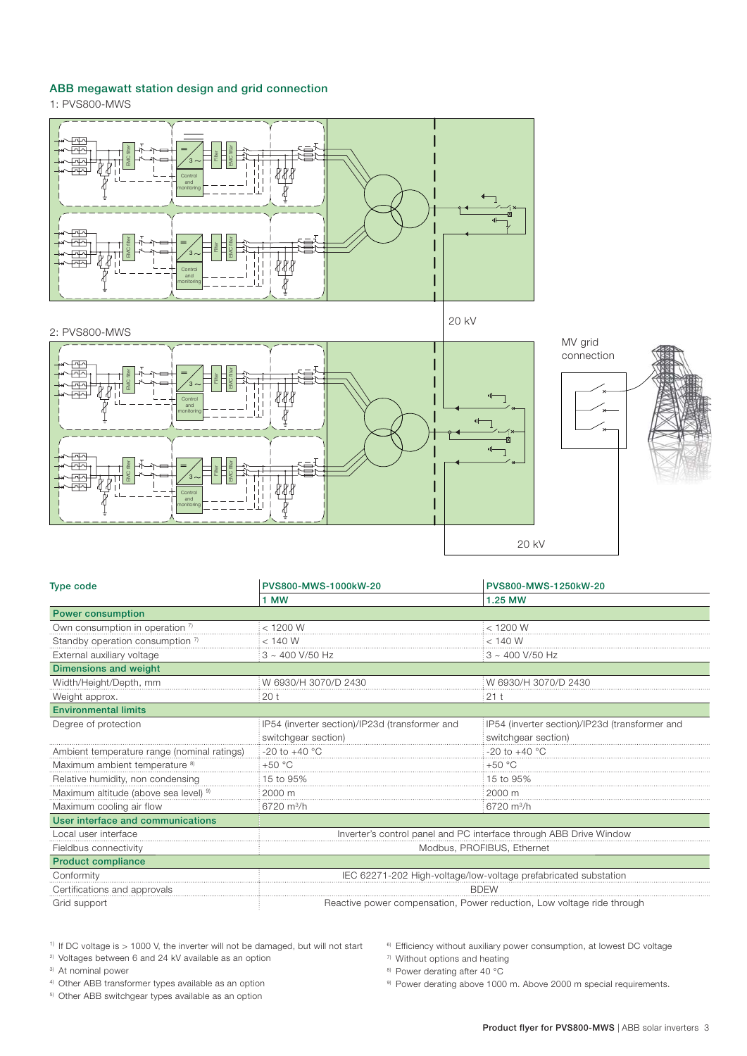## ABB megawatt station design and grid connection

1: PVS800-MWS

20 kV

2: PVS800-MWS

MV grid connection

20 kV

| Type code | PVS800-MWS-1000kW-20 | PVS800-MWS-1250kW-20 |
|---|---|---|
| | 1 MW | 1.25 MW |
| **Power consumption** | | |
| Own consumption in operation [7] | < 1200 W | < 1200 W |
| Standby operation consumption [7] | < 140 W | < 140 W |
| External auxiliary voltage | 3 ~ 400 V/50 Hz | 3 ~ 400 V/50 Hz |
| **Dimensions and weight** | | |
| Width/Height/Depth, mm | W 6930/H 3070/D 2430 | W 6930/H 3070/D 2430 |
| Weight approx. | 20 t | 21 t |
| **Environmental limits** | | |
| Degree of protection | IP54 (inverter section)/IP23d (transformer and switchgear section) | IP54 (inverter section)/IP23d (transformer and switchgear section) |
| Ambient temperature range (nominal ratings) | -20 to +40 °C | -20 to +40 °C |
| Maximum ambient temperature [8] | +50 °C | +50 °C |
| Relative humidity, non condensing | 15 to 95% | 15 to 95% |
| Maximum altitude (above sea level) [9] | 2000 m | 2000 m |
| Maximum cooling air flow | 6720 m³/h | 6720 m³/h |
| **User interface and communications** | | |
| Local user interface | Inverter's control panel and PC interface through ABB Drive Window | |
| Fieldbus connectivity | Modbus, PROFIBUS, Ethernet | |
| **Product compliance** | | |
| Conformity | IEC 62271-202 High-voltage/low-voltage prefabricated substation | |
| Certifications and approvals | BDEW | |
| Grid support | Reactive power compensation, Power reduction, Low voltage ride through | |

[1] If DC voltage is > 1000 V, the inverter will not be damaged, but will not start
[2] Voltages between 6 and 24 kV available as an option
[3] At nominal power
[4] Other ABB transformer types available as an option
[5] Other ABB switchgear types available as an option
[6] Efficiency without auxiliary power consumption, at lowest DC voltage
[7] Without options and heating
[8] Power derating after 40 °C
[9] Power derating above 1000 m. Above 2000 m special requirements.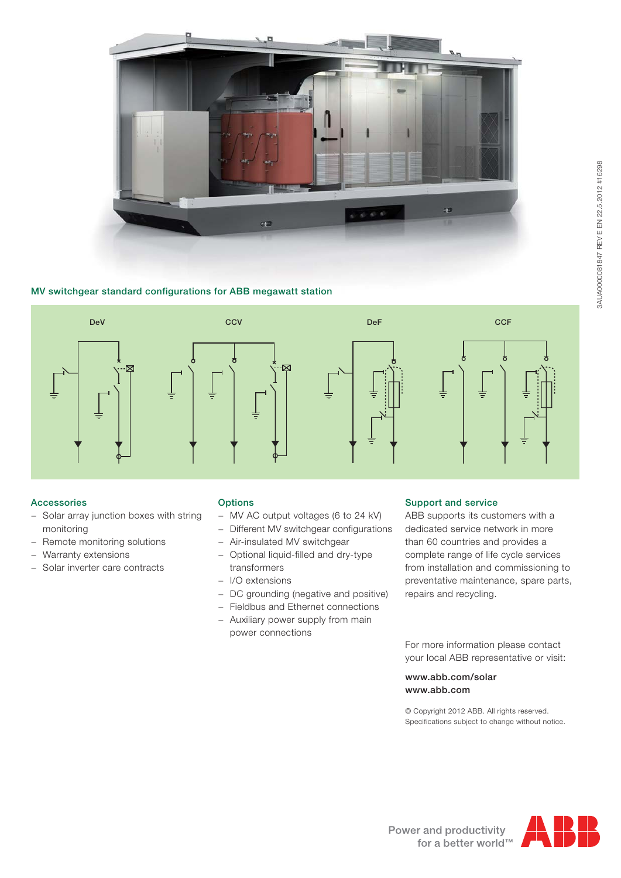## MV switchgear standard configurations for ABB megawatt station

DeV

CCV

DeF

CCF

### Accessories

- Solar array junction boxes with string monitoring
- Remote monitoring solutions
- Warranty extensions
- Solar inverter care contracts

### Options

- MV AC output voltages (6 to 24 kV)
- Different MV switchgear configurations
- Air-insulated MV switchgear
- Optional liquid-filled and dry-type transformers
- I/O extensions
- DC grounding (negative and positive)
- Fieldbus and Ethernet connections
- Auxiliary power supply from main power connections

### Support and service

ABB supports its customers with a dedicated service network in more than 60 countries and provides a complete range of life cycle services from installation and commissioning to preventative maintenance, spare parts, repairs and recycling.

For more information please contact your local ABB representative or visit:

**www.abb.com/solar**
**www.abb.com**

© Copyright 2012 ABB. All rights reserved.
Specifications subject to change without notice.

3AUA0000081847 REV E EN 22.5.2012 #16298

Power and productivity for a better world™